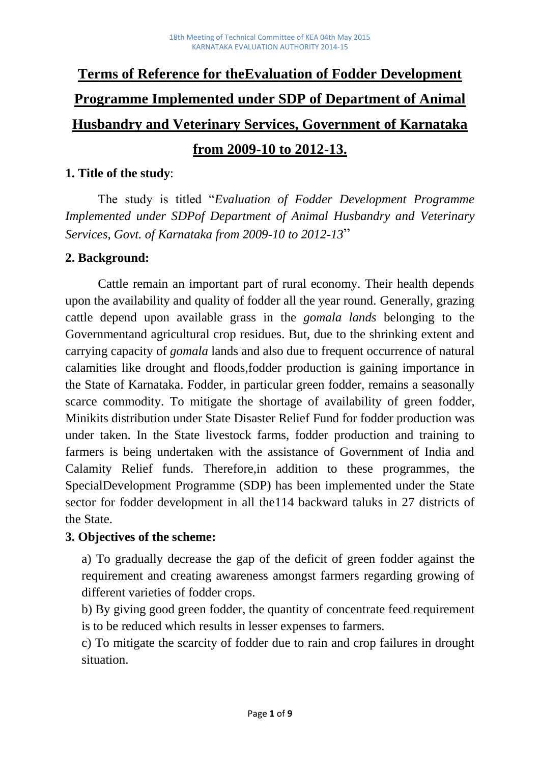# Terms of Reference for theEvaluation of Fodder Development Programme Implemented under SDP of Department of Animal Husbandry and Veterinary Services, Government of Karnataka from 2009-10 to 2012-13.

**1. Title of the study**:

The study is titled "*Evaluation of Fodder Development Programme Implemented under SDPof Department of Animal Husbandry and Veterinary Services, Govt. of Karnataka from 2009-10 to 2012-13*"

**2. Background:**

Cattle remain an important part of rural economy. Their health depends upon the availability and quality of fodder all the year round. Generally, grazing cattle depend upon available grass in the *gomala lands* belonging to the Governmentand agricultural crop residues. But, due to the shrinking extent and carrying capacity of *gomala* lands and also due to frequent occurrence of natural calamities like drought and floods,fodder production is gaining importance in the State of Karnataka. Fodder, in particular green fodder, remains a seasonally scarce commodity. To mitigate the shortage of availability of green fodder, Minikits distribution under State Disaster Relief Fund for fodder production was under taken. In the State livestock farms, fodder production and training to farmers is being undertaken with the assistance of Government of India and Calamity Relief funds. Therefore,in addition to these programmes, the SpecialDevelopment Programme (SDP) has been implemented under the State sector for fodder development in all the114 backward taluks in 27 districts of the State.

**3. Objectives of the scheme:**

a) To gradually decrease the gap of the deficit of green fodder against the requirement and creating awareness amongst farmers regarding growing of different varieties of fodder crops.

b) By giving good green fodder, the quantity of concentrate feed requirement is to be reduced which results in lesser expenses to farmers.

c) To mitigate the scarcity of fodder due to rain and crop failures in drought situation.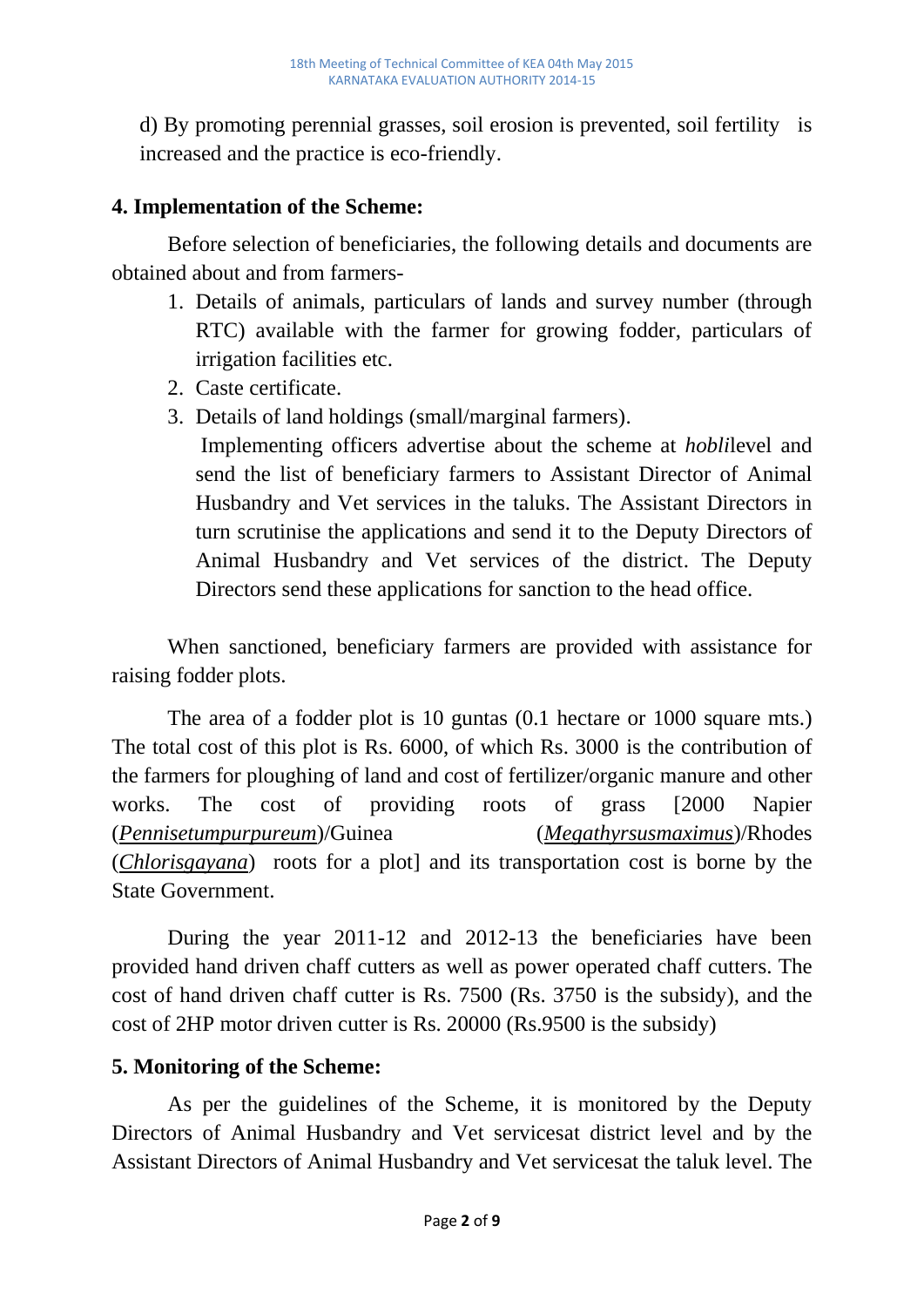d) By promoting perennial grasses, soil erosion is prevented, soil fertility is increased and the practice is eco-friendly.

## 4. Implementation of the Scheme:

Before selection of beneficiaries, the following details and documents are obtained about and from farmers-

1. Details of animals, particulars of lands and survey number (through RTC) available with the farmer for growing fodder, particulars of irrigation facilities etc.
2. Caste certificate.
3. Details of land holdings (small/marginal farmers).

   Implementing officers advertise about the scheme at *hobli*level and send the list of beneficiary farmers to Assistant Director of Animal Husbandry and Vet services in the taluks. The Assistant Directors in turn scrutinise the applications and send it to the Deputy Directors of Animal Husbandry and Vet services of the district. The Deputy Directors send these applications for sanction to the head office.

When sanctioned, beneficiary farmers are provided with assistance for raising fodder plots.

The area of a fodder plot is 10 guntas (0.1 hectare or 1000 square mts.) The total cost of this plot is Rs. 6000, of which Rs. 3000 is the contribution of the farmers for ploughing of land and cost of fertilizer/organic manure and other works. The cost of providing roots of grass [2000 Napier (*Pennisetumpurpureum*)/Guinea (*Megathyrsusmaximus*)/Rhodes (*Chlorisgayana*) roots for a plot] and its transportation cost is borne by the State Government.

During the year 2011-12 and 2012-13 the beneficiaries have been provided hand driven chaff cutters as well as power operated chaff cutters. The cost of hand driven chaff cutter is Rs. 7500 (Rs. 3750 is the subsidy), and the cost of 2HP motor driven cutter is Rs. 20000 (Rs.9500 is the subsidy)

## 5. Monitoring of the Scheme:

As per the guidelines of the Scheme, it is monitored by the Deputy Directors of Animal Husbandry and Vet servicesat district level and by the Assistant Directors of Animal Husbandry and Vet servicesat the taluk level. The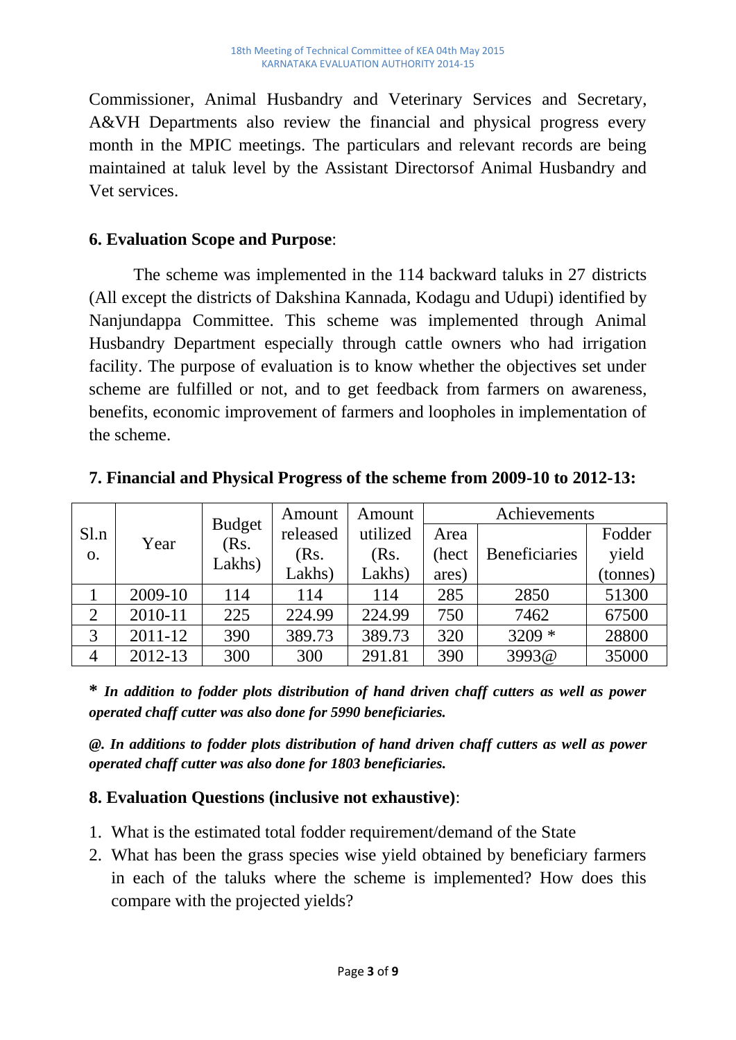Commissioner, Animal Husbandry and Veterinary Services and Secretary, A&VH Departments also review the financial and physical progress every month in the MPIC meetings. The particulars and relevant records are being maintained at taluk level by the Assistant Directorsof Animal Husbandry and Vet services.

## 6. Evaluation Scope and Purpose:

The scheme was implemented in the 114 backward taluks in 27 districts (All except the districts of Dakshina Kannada, Kodagu and Udupi) identified by Nanjundappa Committee. This scheme was implemented through Animal Husbandry Department especially through cattle owners who had irrigation facility. The purpose of evaluation is to know whether the objectives set under scheme are fulfilled or not, and to get feedback from farmers on awareness, benefits, economic improvement of farmers and loopholes in implementation of the scheme.

## 7. Financial and Physical Progress of the scheme from 2009-10 to 2012-13:

| Sl.no. | Year | Budget (Rs. Lakhs) | Amount released (Rs. Lakhs) | Amount utilized (Rs. Lakhs) | Achievements | | |
|---|---|---|---|---|---|---|---|
| | | | | | Area (hectares) | Beneficiaries | Fodder yield (tonnes) |
| 1 | 2009-10 | 114 | 114 | 114 | 285 | 2850 | 51300 |
| 2 | 2010-11 | 225 | 224.99 | 224.99 | 750 | 7462 | 67500 |
| 3 | 2011-12 | 390 | 389.73 | 389.73 | 320 | 3209 * | 28800 |
| 4 | 2012-13 | 300 | 300 | 291.81 | 390 | 3993@ | 35000 |

***** ***In addition to fodder plots distribution of hand driven chaff cutters as well as power operated chaff cutter was also done for 5990 beneficiaries.***

***@. In additions to fodder plots distribution of hand driven chaff cutters as well as power operated chaff cutter was also done for 1803 beneficiaries.***

## 8. Evaluation Questions (inclusive not exhaustive):

1. What is the estimated total fodder requirement/demand of the State
2. What has been the grass species wise yield obtained by beneficiary farmers in each of the taluks where the scheme is implemented? How does this compare with the projected yields?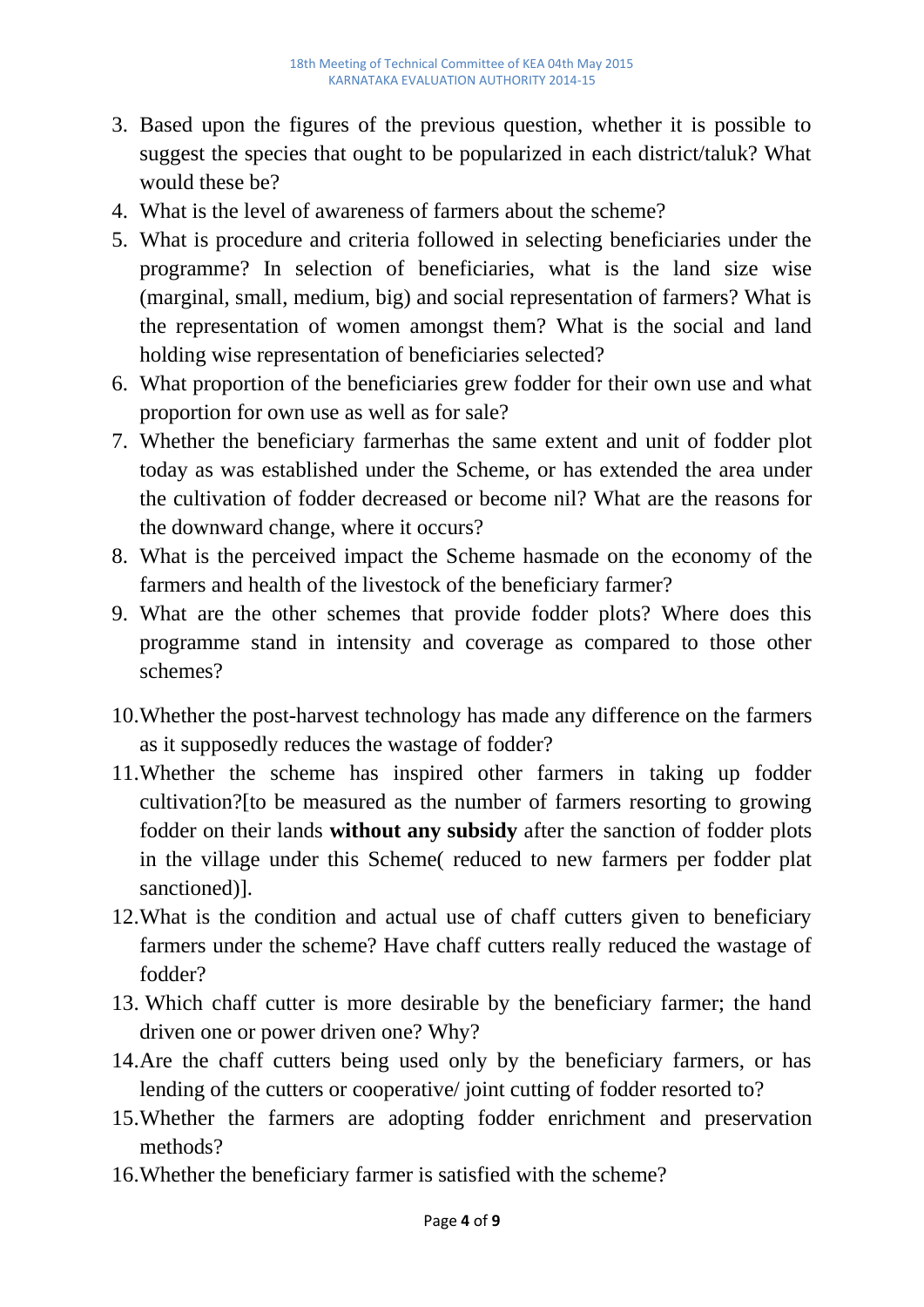3. Based upon the figures of the previous question, whether it is possible to suggest the species that ought to be popularized in each district/taluk? What would these be?
4. What is the level of awareness of farmers about the scheme?
5. What is procedure and criteria followed in selecting beneficiaries under the programme? In selection of beneficiaries, what is the land size wise (marginal, small, medium, big) and social representation of farmers? What is the representation of women amongst them? What is the social and land holding wise representation of beneficiaries selected?
6. What proportion of the beneficiaries grew fodder for their own use and what proportion for own use as well as for sale?
7. Whether the beneficiary farmerhas the same extent and unit of fodder plot today as was established under the Scheme, or has extended the area under the cultivation of fodder decreased or become nil? What are the reasons for the downward change, where it occurs?
8. What is the perceived impact the Scheme hasmade on the economy of the farmers and health of the livestock of the beneficiary farmer?
9. What are the other schemes that provide fodder plots? Where does this programme stand in intensity and coverage as compared to those other schemes?
10. Whether the post-harvest technology has made any difference on the farmers as it supposedly reduces the wastage of fodder?
11. Whether the scheme has inspired other farmers in taking up fodder cultivation?[to be measured as the number of farmers resorting to growing fodder on their lands **without any subsidy** after the sanction of fodder plots in the village under this Scheme( reduced to new farmers per fodder plat sanctioned)].
12. What is the condition and actual use of chaff cutters given to beneficiary farmers under the scheme? Have chaff cutters really reduced the wastage of fodder?
13. Which chaff cutter is more desirable by the beneficiary farmer; the hand driven one or power driven one? Why?
14. Are the chaff cutters being used only by the beneficiary farmers, or has lending of the cutters or cooperative/ joint cutting of fodder resorted to?
15. Whether the farmers are adopting fodder enrichment and preservation methods?
16. Whether the beneficiary farmer is satisfied with the scheme?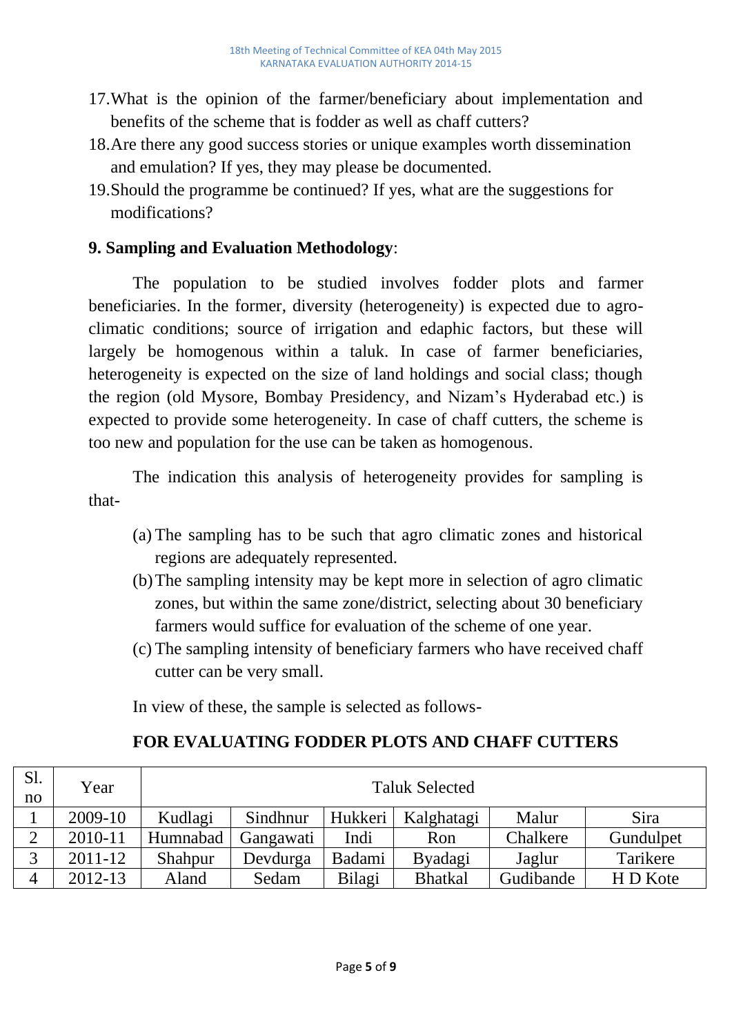17. What is the opinion of the farmer/beneficiary about implementation and benefits of the scheme that is fodder as well as chaff cutters?
18. Are there any good success stories or unique examples worth dissemination and emulation? If yes, they may please be documented.
19. Should the programme be continued? If yes, what are the suggestions for modifications?

**9. Sampling and Evaluation Methodology**:

The population to be studied involves fodder plots and farmer beneficiaries. In the former, diversity (heterogeneity) is expected due to agro-climatic conditions; source of irrigation and edaphic factors, but these will largely be homogenous within a taluk. In case of farmer beneficiaries, heterogeneity is expected on the size of land holdings and social class; though the region (old Mysore, Bombay Presidency, and Nizam's Hyderabad etc.) is expected to provide some heterogeneity. In case of chaff cutters, the scheme is too new and population for the use can be taken as homogenous.

The indication this analysis of heterogeneity provides for sampling is that-

(a) The sampling has to be such that agro climatic zones and historical regions are adequately represented.
(b) The sampling intensity may be kept more in selection of agro climatic zones, but within the same zone/district, selecting about 30 beneficiary farmers would suffice for evaluation of the scheme of one year.
(c) The sampling intensity of beneficiary farmers who have received chaff cutter can be very small.

In view of these, the sample is selected as follows-

**FOR EVALUATING FODDER PLOTS AND CHAFF CUTTERS**

| Sl. no | Year | Taluk Selected | | | | | |
|---|---|---|---|---|---|---|---|
| 1 | 2009-10 | Kudlagi | Sindhnur | Hukkeri | Kalghatagi | Malur | Sira |
| 2 | 2010-11 | Humnabad | Gangawati | Indi | Ron | Chalkere | Gundulpet |
| 3 | 2011-12 | Shahpur | Devdurga | Badami | Byadagi | Jaglur | Tarikere |
| 4 | 2012-13 | Aland | Sedam | Bilagi | Bhatkal | Gudibande | H D Kote |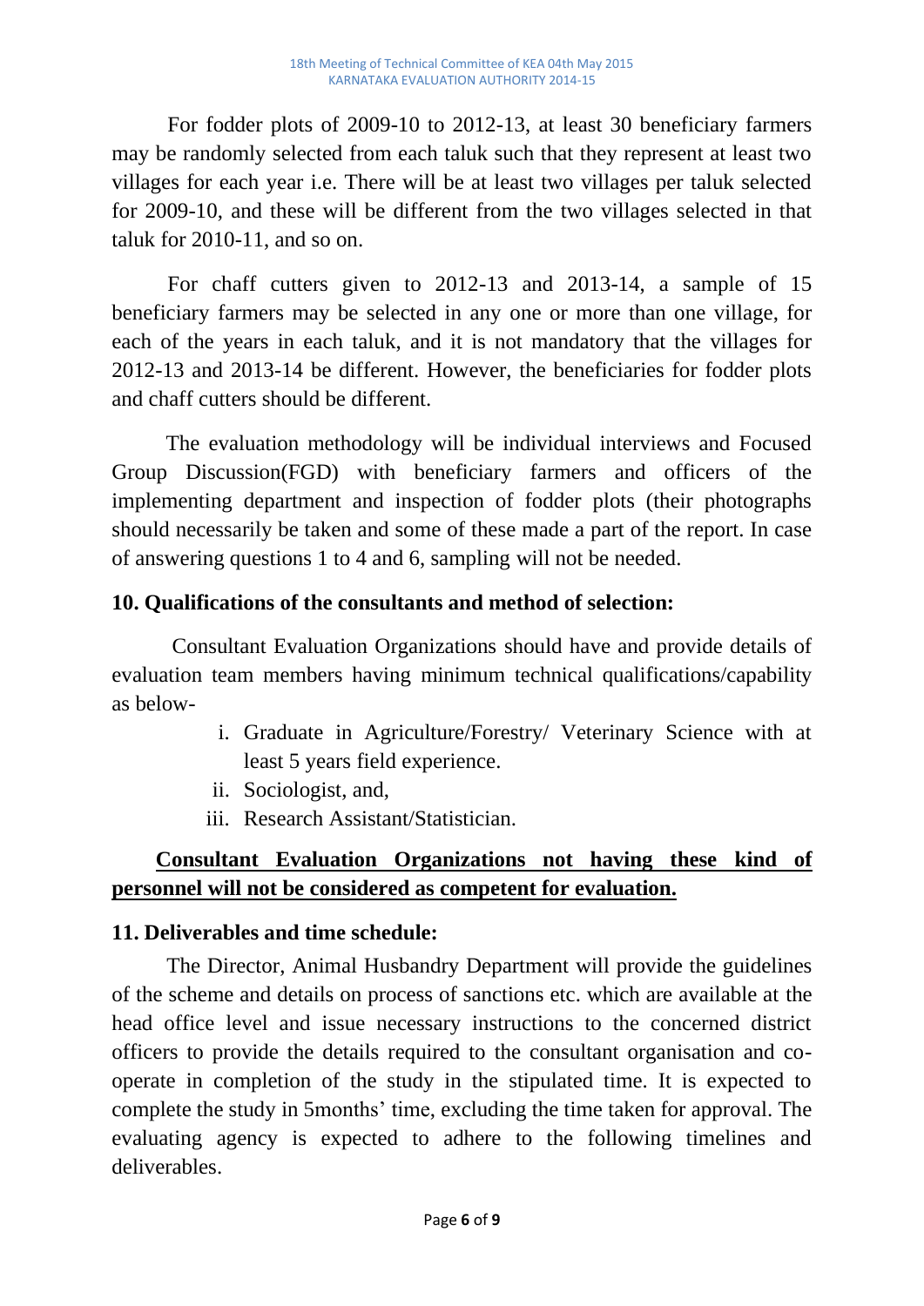For fodder plots of 2009-10 to 2012-13, at least 30 beneficiary farmers may be randomly selected from each taluk such that they represent at least two villages for each year i.e. There will be at least two villages per taluk selected for 2009-10, and these will be different from the two villages selected in that taluk for 2010-11, and so on.

For chaff cutters given to 2012-13 and 2013-14, a sample of 15 beneficiary farmers may be selected in any one or more than one village, for each of the years in each taluk, and it is not mandatory that the villages for 2012-13 and 2013-14 be different. However, the beneficiaries for fodder plots and chaff cutters should be different.

The evaluation methodology will be individual interviews and Focused Group Discussion(FGD) with beneficiary farmers and officers of the implementing department and inspection of fodder plots (their photographs should necessarily be taken and some of these made a part of the report. In case of answering questions 1 to 4 and 6, sampling will not be needed.

**10. Qualifications of the consultants and method of selection:**

Consultant Evaluation Organizations should have and provide details of evaluation team members having minimum technical qualifications/capability as below-

i. Graduate in Agriculture/Forestry/ Veterinary Science with at least 5 years field experience.
ii. Sociologist, and,
iii. Research Assistant/Statistician.

**Consultant Evaluation Organizations not having these kind of personnel will not be considered as competent for evaluation.**

**11. Deliverables and time schedule:**

The Director, Animal Husbandry Department will provide the guidelines of the scheme and details on process of sanctions etc. which are available at the head office level and issue necessary instructions to the concerned district officers to provide the details required to the consultant organisation and co-operate in completion of the study in the stipulated time. It is expected to complete the study in 5months' time, excluding the time taken for approval. The evaluating agency is expected to adhere to the following timelines and deliverables.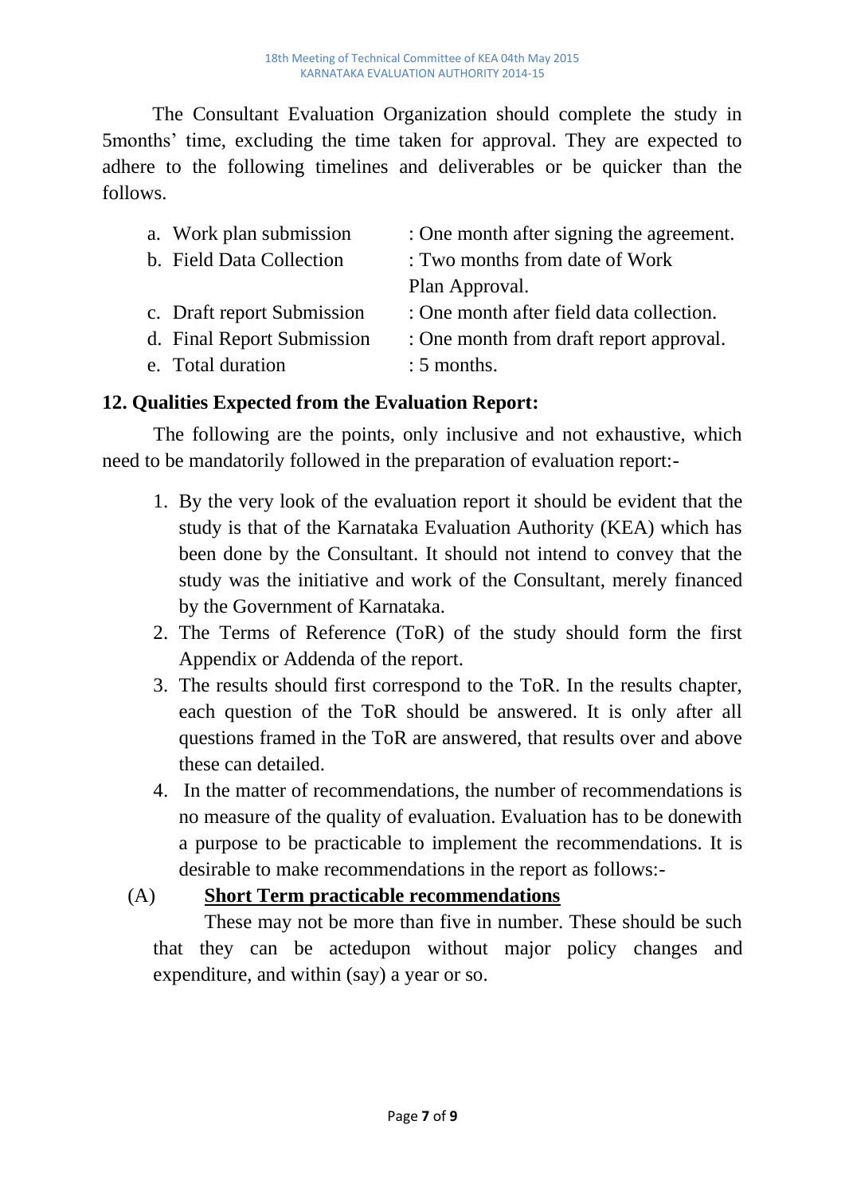The Consultant Evaluation Organization should complete the study in 5months' time, excluding the time taken for approval. They are expected to adhere to the following timelines and deliverables or be quicker than the follows.

a. Work plan submission : One month after signing the agreement.
b. Field Data Collection : Two months from date of Work Plan Approval.
c. Draft report Submission : One month after field data collection.
d. Final Report Submission : One month from draft report approval.
e. Total duration : 5 months.

**12. Qualities Expected from the Evaluation Report:**

The following are the points, only inclusive and not exhaustive, which need to be mandatorily followed in the preparation of evaluation report:-

1. By the very look of the evaluation report it should be evident that the study is that of the Karnataka Evaluation Authority (KEA) which has been done by the Consultant. It should not intend to convey that the study was the initiative and work of the Consultant, merely financed by the Government of Karnataka.
2. The Terms of Reference (ToR) of the study should form the first Appendix or Addenda of the report.
3. The results should first correspond to the ToR. In the results chapter, each question of the ToR should be answered. It is only after all questions framed in the ToR are answered, that results over and above these can detailed.
4. In the matter of recommendations, the number of recommendations is no measure of the quality of evaluation. Evaluation has to be donewith a purpose to be practicable to implement the recommendations. It is desirable to make recommendations in the report as follows:-

(A) **Short Term practicable recommendations**

These may not be more than five in number. These should be such that they can be actedupon without major policy changes and expenditure, and within (say) a year or so.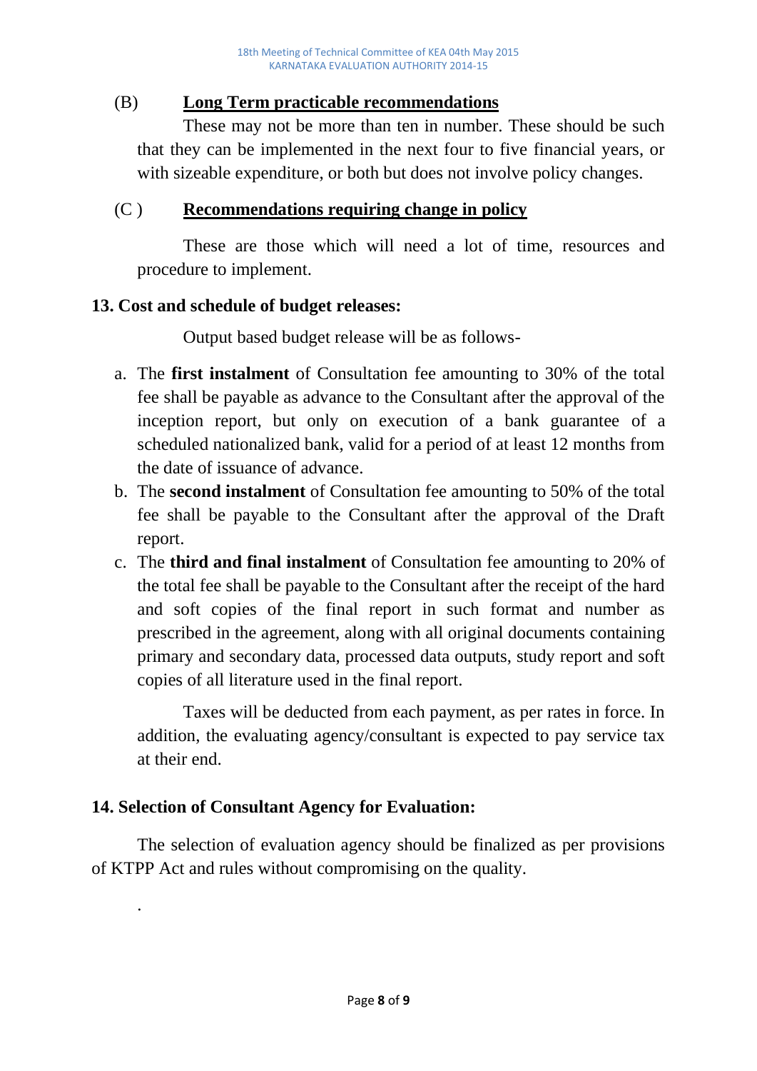(B) **Long Term practicable recommendations**

These may not be more than ten in number. These should be such that they can be implemented in the next four to five financial years, or with sizeable expenditure, or both but does not involve policy changes.

(C ) **Recommendations requiring change in policy**

These are those which will need a lot of time, resources and procedure to implement.

## 13. Cost and schedule of budget releases:

Output based budget release will be as follows-

a. The **first instalment** of Consultation fee amounting to 30% of the total fee shall be payable as advance to the Consultant after the approval of the inception report, but only on execution of a bank guarantee of a scheduled nationalized bank, valid for a period of at least 12 months from the date of issuance of advance.
b. The **second instalment** of Consultation fee amounting to 50% of the total fee shall be payable to the Consultant after the approval of the Draft report.
c. The **third and final instalment** of Consultation fee amounting to 20% of the total fee shall be payable to the Consultant after the receipt of the hard and soft copies of the final report in such format and number as prescribed in the agreement, along with all original documents containing primary and secondary data, processed data outputs, study report and soft copies of all literature used in the final report.

Taxes will be deducted from each payment, as per rates in force. In addition, the evaluating agency/consultant is expected to pay service tax at their end.

## 14. Selection of Consultant Agency for Evaluation:

The selection of evaluation agency should be finalized as per provisions of KTPP Act and rules without compromising on the quality.

.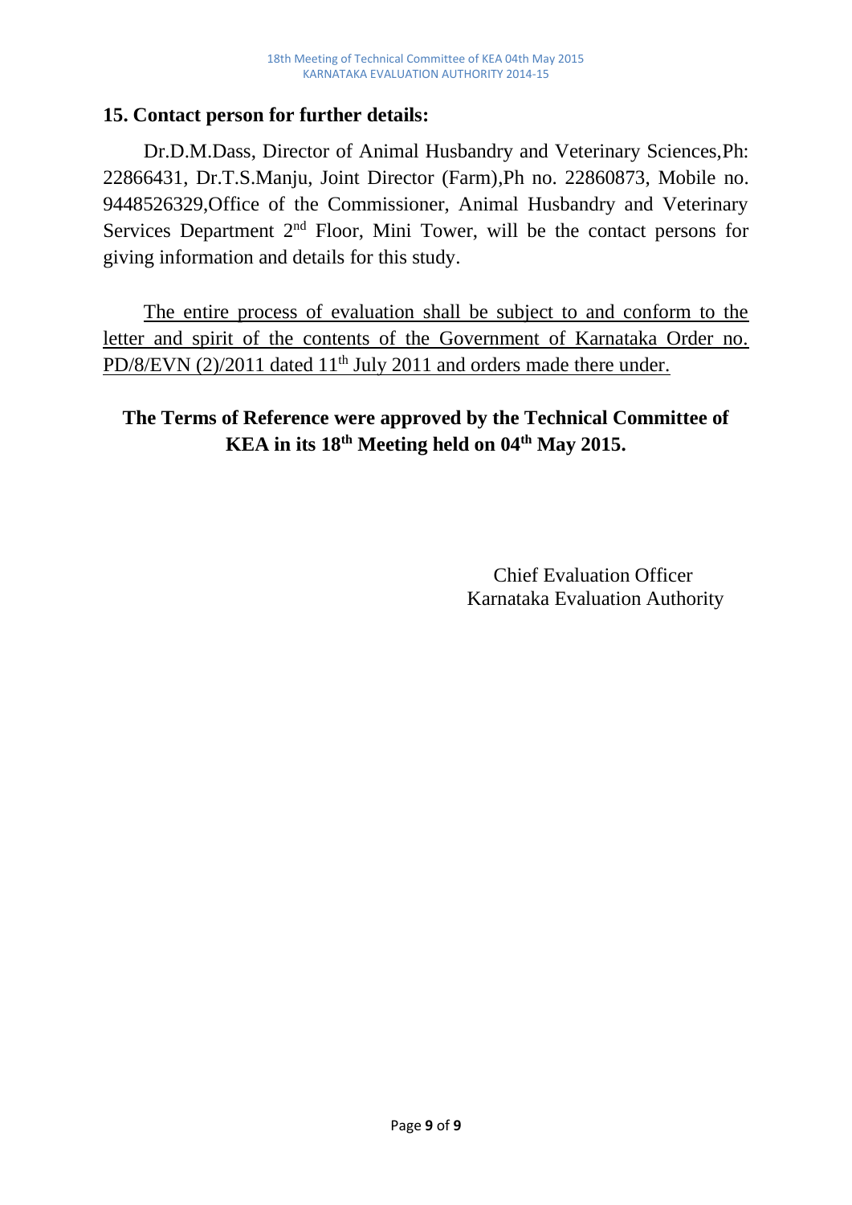## 15. Contact person for further details:

Dr.D.M.Dass, Director of Animal Husbandry and Veterinary Sciences,Ph: 22866431, Dr.T.S.Manju, Joint Director (Farm),Ph no. 22860873, Mobile no. 9448526329,Office of the Commissioner, Animal Husbandry and Veterinary Services Department 2nd Floor, Mini Tower, will be the contact persons for giving information and details for this study.

<u>The entire process of evaluation shall be subject to and conform to the letter and spirit of the contents of the Government of Karnataka Order no. PD/8/EVN (2)/2011 dated 11th July 2011 and orders made there under.</u>

**The Terms of Reference were approved by the Technical Committee of KEA in its 18th Meeting held on 04th May 2015.**

Chief Evaluation Officer
Karnataka Evaluation Authority